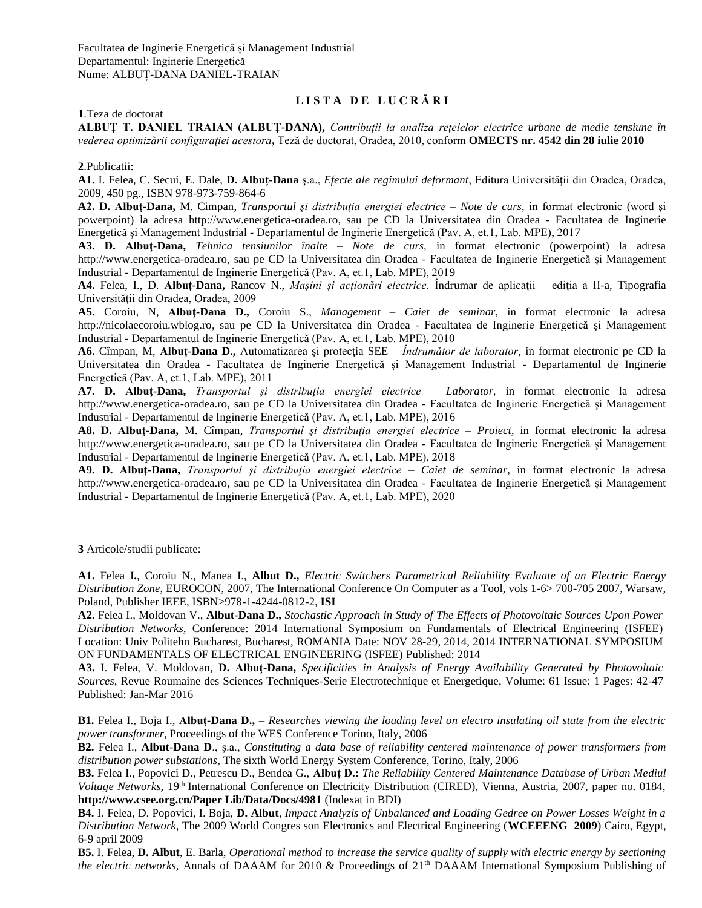Facultatea de Inginerie Energetică şi Management Industrial
Departamentul: Inginerie Energetică
Nume: ALBUȚ-DANA DANIEL-TRAIAN

## L I S T A  D E  L U C R Ă R I

**1**.Teza de doctorat

**ALBUȚ T. DANIEL TRAIAN (ALBUȚ-DANA),** *Contribuții la analiza rețelelor electrice urbane de medie tensiune în vederea optimizării configurației acestora***,** Teză de doctorat, Oradea, 2010, conform **OMECTS nr. 4542 din 28 iulie 2010**

**2**.Publicatii:

**A1.** I. Felea, C. Secui, E. Dale, **D. Albuț-Dana** ş.a., *Efecte ale regimului deformant*, Editura Universităţii din Oradea, Oradea, 2009, 450 pg., ISBN 978-973-759-864-6

**A2. D. Albuț-Dana,** M. Cimpan, *Transportul şi distribuţia energiei electrice – Note de curs,* in format electronic (word şi powerpoint) la adresa http://www.energetica-oradea.ro, sau pe CD la Universitatea din Oradea - Facultatea de Inginerie Energetică şi Management Industrial - Departamentul de Inginerie Energetică (Pav. A, et.1, Lab. MPE), 2017

**A3. D. Albuț-Dana,** *Tehnica tensiunilor înalte – Note de curs,* in format electronic (powerpoint) la adresa http://www.energetica-oradea.ro, sau pe CD la Universitatea din Oradea - Facultatea de Inginerie Energetică şi Management Industrial - Departamentul de Inginerie Energetică (Pav. A, et.1, Lab. MPE), 2019

**A4.** Felea, I., D. **Albuț-Dana,** Rancov N., *Maşini şi acţionări electrice.* Îndrumar de aplicaţii – ediţia a II-a, Tipografia Universităţii din Oradea, Oradea, 2009

**A5.** Coroiu, N, **Albuț-Dana D.,** Coroiu S., *Management – Caiet de seminar,* in format electronic la adresa http://nicolaecoroiu.wblog.ro, sau pe CD la Universitatea din Oradea - Facultatea de Inginerie Energetică şi Management Industrial - Departamentul de Inginerie Energetică (Pav. A, et.1, Lab. MPE), 2010

**A6.** Cîmpan, M, **Albuț-Dana D.,** Automatizarea şi protecţia SEE – *Îndrumător de laborator*, in format electronic pe CD la Universitatea din Oradea - Facultatea de Inginerie Energetică şi Management Industrial - Departamentul de Inginerie Energetică (Pav. A, et.1, Lab. MPE), 2011

**A7. D. Albuț-Dana,** *Transportul şi distribuţia energiei electrice – Laborator,* in format electronic la adresa http://www.energetica-oradea.ro, sau pe CD la Universitatea din Oradea - Facultatea de Inginerie Energetică şi Management Industrial - Departamentul de Inginerie Energetică (Pav. A, et.1, Lab. MPE), 2016

**A8. D. Albuț-Dana,** M. Cîmpan, *Transportul şi distribuţia energiei electrice – Proiect,* in format electronic la adresa http://www.energetica-oradea.ro, sau pe CD la Universitatea din Oradea - Facultatea de Inginerie Energetică şi Management Industrial - Departamentul de Inginerie Energetică (Pav. A, et.1, Lab. MPE), 2018

**A9. D. Albuţ-Dana,** *Transportul şi distribuţia energiei electrice – Caiet de seminar,* in format electronic la adresa http://www.energetica-oradea.ro, sau pe CD la Universitatea din Oradea - Facultatea de Inginerie Energetică şi Management Industrial - Departamentul de Inginerie Energetică (Pav. A, et.1, Lab. MPE), 2020

**3** Articole/studii publicate:

**A1.** Felea I**.**, Coroiu N., Manea I., **Albut D.,** *Electric Switchers Parametrical Reliability Evaluate of an Electric Energy Distribution Zone*, EUROCON, 2007, The International Conference On Computer as a Tool, vols 1-6> 700-705 2007, Warsaw, Poland, Publisher IEEE, ISBN>978-1-4244-0812-2, **ISI**

**A2.** Felea I., Moldovan V., **Albut-Dana D.,** *Stochastic Approach in Study of The Effects of Photovoltaic Sources Upon Power Distribution Networks,* Conference: 2014 International Symposium on Fundamentals of Electrical Engineering (ISFEE) Location: Univ Politehn Bucharest, Bucharest, ROMANIA Date: NOV 28-29, 2014, 2014 INTERNATIONAL SYMPOSIUM ON FUNDAMENTALS OF ELECTRICAL ENGINEERING (ISFEE) Published: 2014

**A3.** I. Felea, V. Moldovan, **D. Albuț-Dana,** *Specificities in Analysis of Energy Availability Generated by Photovoltaic Sources*, Revue Roumaine des Sciences Techniques-Serie Electrotechnique et Energetique, Volume: 61 Issue: 1 Pages: 42-47 Published: Jan-Mar 2016

**B1.** Felea I., Boja I., **Albuț-Dana D.,** – *Researches viewing the loading level on electro insulating oil state from the electric power transformer*, Proceedings of the WES Conference Torino, Italy, 2006

**B2.** Felea I., **Albut-Dana D**., ş.a., *Constituting a data base of reliability centered maintenance of power transformers from distribution power substations*, The sixth World Energy System Conference, Torino, Italy, 2006

**B3.** Felea I., Popovici D., Petrescu D., Bendea G., **Albuţ D.:** *The Reliability Centered Maintenance Database of Urban Mediul Voltage Networks,* 19th International Conference on Electricity Distribution (CIRED), Vienna, Austria, 2007, paper no. 0184, **http://www.csee.org.cn/Paper Lib/Data/Docs/4981** (Indexat in BDI)

**B4.** I. Felea, D. Popovici, I. Boja, **D. Albut**, *Impact Analyzis of Unbalanced and Loading Gedree on Power Losses Weight in a Distribution Network*, The 2009 World Congres son Electronics and Electrical Engineering (**WCEEENG 2009**) Cairo, Egypt, 6-9 april 2009

**B5.** I. Felea, **D. Albut**, E. Barla, *Operational method to increase the service quality of supply with electric energy by sectioning the electric networks,* Annals of DAAAM for 2010 & Proceedings of 21th DAAAM International Symposium Publishing of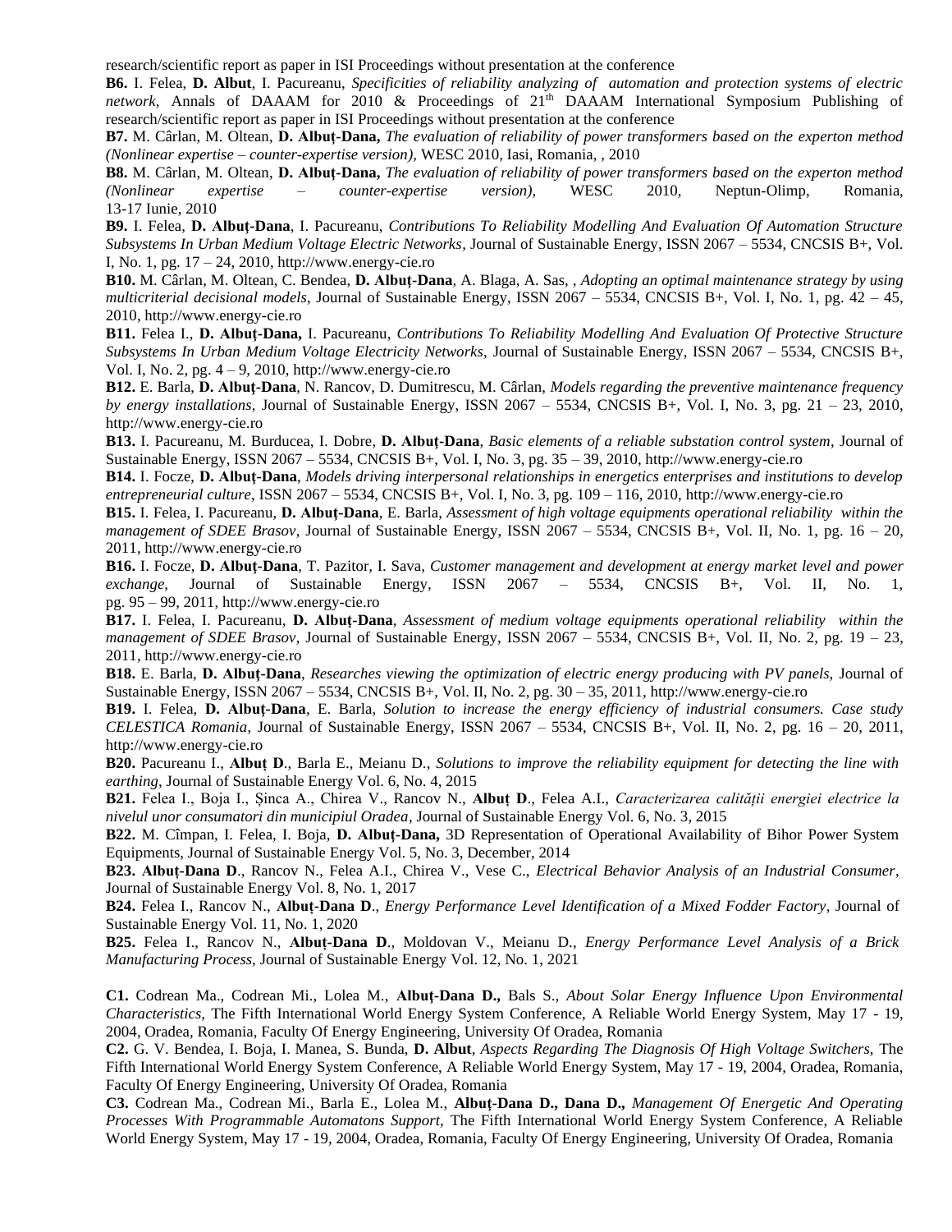research/scientific report as paper in ISI Proceedings without presentation at the conference

**B6.** I. Felea, **D. Albut**, I. Pacureanu, *Specificities of reliability analyzing of automation and protection systems of electric network*, Annals of DAAAM for 2010 & Proceedings of 21th DAAAM International Symposium Publishing of research/scientific report as paper in ISI Proceedings without presentation at the conference

**B7.** M. Cârlan, M. Oltean, **D. Albuț-Dana,** *The evaluation of reliability of power transformers based on the experton method (Nonlinear expertise – counter-expertise version),* WESC 2010, Iasi, Romania, , 2010

**B8.** M. Cârlan, M. Oltean, **D. Albuț-Dana,** *The evaluation of reliability of power transformers based on the experton method (Nonlinear expertise – counter-expertise version),* WESC 2010, Neptun-Olimp, Romania, 13-17 Iunie, 2010

**B9.** I. Felea, **D. Albuț-Dana**, I. Pacureanu, *Contributions To Reliability Modelling And Evaluation Of Automation Structure Subsystems In Urban Medium Voltage Electric Networks*, Journal of Sustainable Energy, ISSN 2067 – 5534, CNCSIS B+, Vol. I, No. 1, pg. 17 – 24, 2010, http://www.energy-cie.ro

**B10.** M. Cârlan, M. Oltean, C. Bendea, **D. Albuț-Dana**, A. Blaga, A. Sas, , *Adopting an optimal maintenance strategy by using multicriterial decisional models*, Journal of Sustainable Energy, ISSN 2067 – 5534, CNCSIS B+, Vol. I, No. 1, pg. 42 – 45, 2010, http://www.energy-cie.ro

**B11.** Felea I., **D. Albuț-Dana,** I. Pacureanu, *Contributions To Reliability Modelling And Evaluation Of Protective Structure Subsystems In Urban Medium Voltage Electricity Networks*, Journal of Sustainable Energy, ISSN 2067 – 5534, CNCSIS B+, Vol. I, No. 2, pg. 4 – 9, 2010, http://www.energy-cie.ro

**B12.** E. Barla, **D. Albuț-Dana**, N. Rancov, D. Dumitrescu, M. Cârlan, *Models regarding the preventive maintenance frequency by energy installations*, Journal of Sustainable Energy, ISSN 2067 – 5534, CNCSIS B+, Vol. I, No. 3, pg. 21 – 23, 2010, http://www.energy-cie.ro

**B13.** I. Pacureanu, M. Burducea, I. Dobre, **D. Albuț-Dana**, *Basic elements of a reliable substation control system*, Journal of Sustainable Energy, ISSN 2067 – 5534, CNCSIS B+, Vol. I, No. 3, pg. 35 – 39, 2010, http://www.energy-cie.ro

**B14.** I. Focze, **D. Albuț-Dana**, *Models driving interpersonal relationships in energetics enterprises and institutions to develop entrepreneurial culture*, ISSN 2067 – 5534, CNCSIS B+, Vol. I, No. 3, pg. 109 – 116, 2010, http://www.energy-cie.ro

**B15.** I. Felea, I. Pacureanu, **D. Albuț-Dana**, E. Barla, *Assessment of high voltage equipments operational reliability within the management of SDEE Brasov*, Journal of Sustainable Energy, ISSN 2067 – 5534, CNCSIS B+, Vol. II, No. 1, pg. 16 – 20, 2011, http://www.energy-cie.ro

**B16.** I. Focze, **D. Albuț-Dana**, T. Pazitor, I. Sava, *Customer management and development at energy market level and power exchange*, Journal of Sustainable Energy, ISSN 2067 – 5534, CNCSIS B+, Vol. II, No. 1, pg. 95 – 99, 2011, http://www.energy-cie.ro

**B17.** I. Felea, I. Pacureanu, **D. Albuț-Dana**, *Assessment of medium voltage equipments operational reliability within the management of SDEE Brasov*, Journal of Sustainable Energy, ISSN 2067 – 5534, CNCSIS B+, Vol. II, No. 2, pg. 19 – 23, 2011, http://www.energy-cie.ro

**B18.** E. Barla, **D. Albuț-Dana**, *Researches viewing the optimization of electric energy producing with PV panels,* Journal of Sustainable Energy, ISSN 2067 – 5534, CNCSIS B+, Vol. II, No. 2, pg. 30 – 35, 2011, http://www.energy-cie.ro

**B19.** I. Felea, **D. Albuț-Dana**, E. Barla, *Solution to increase the energy efficiency of industrial consumers. Case study CELESTICA Romania*, Journal of Sustainable Energy, ISSN 2067 – 5534, CNCSIS B+, Vol. II, No. 2, pg. 16 – 20, 2011, http://www.energy-cie.ro

**B20.** Pacureanu I., **Albuț D**., Barla E., Meianu D., *Solutions to improve the reliability equipment for detecting the line with earthing*, Journal of Sustainable Energy Vol. 6, No. 4, 2015

**B21.** Felea I., Boja I., Șinca A., Chirea V., Rancov N., **Albuț D**., Felea A.I., *Caracterizarea calității energiei electrice la nivelul unor consumatori din municipiul Oradea*, Journal of Sustainable Energy Vol. 6, No. 3, 2015

**B22.** M. Cîmpan, I. Felea, I. Boja, **D. Albuț-Dana,** 3D Representation of Operational Availability of Bihor Power System Equipments, Journal of Sustainable Energy Vol. 5, No. 3, December, 2014

**B23. Albuț-Dana D**., Rancov N., Felea A.I., Chirea V., Vese C., *Electrical Behavior Analysis of an Industrial Consumer*, Journal of Sustainable Energy Vol. 8, No. 1, 2017

**B24.** Felea I., Rancov N., **Albuț-Dana D**., *Energy Performance Level Identification of a Mixed Fodder Factory*, Journal of Sustainable Energy Vol. 11, No. 1, 2020

**B25.** Felea I., Rancov N., **Albuț-Dana D**., Moldovan V., Meianu D., *Energy Performance Level Analysis of a Brick Manufacturing Process,* Journal of Sustainable Energy Vol. 12, No. 1, 2021

**C1.** Codrean Ma., Codrean Mi., Lolea M., **Albuț-Dana D.,** Bals S., *About Solar Energy Influence Upon Environmental Characteristics,* The Fifth International World Energy System Conference, A Reliable World Energy System, May 17 - 19, 2004, Oradea, Romania, Faculty Of Energy Engineering, University Of Oradea, Romania

**C2.** G. V. Bendea, I. Boja, I. Manea, S. Bunda, **D. Albut**, *Aspects Regarding The Diagnosis Of High Voltage Switchers,* The Fifth International World Energy System Conference, A Reliable World Energy System, May 17 - 19, 2004, Oradea, Romania, Faculty Of Energy Engineering, University Of Oradea, Romania

**C3.** Codrean Ma., Codrean Mi., Barla E., Lolea M., **Albuț-Dana D., Dana D.,** *Management Of Energetic And Operating Processes With Programmable Automatons Support,* The Fifth International World Energy System Conference, A Reliable World Energy System, May 17 - 19, 2004, Oradea, Romania, Faculty Of Energy Engineering, University Of Oradea, Romania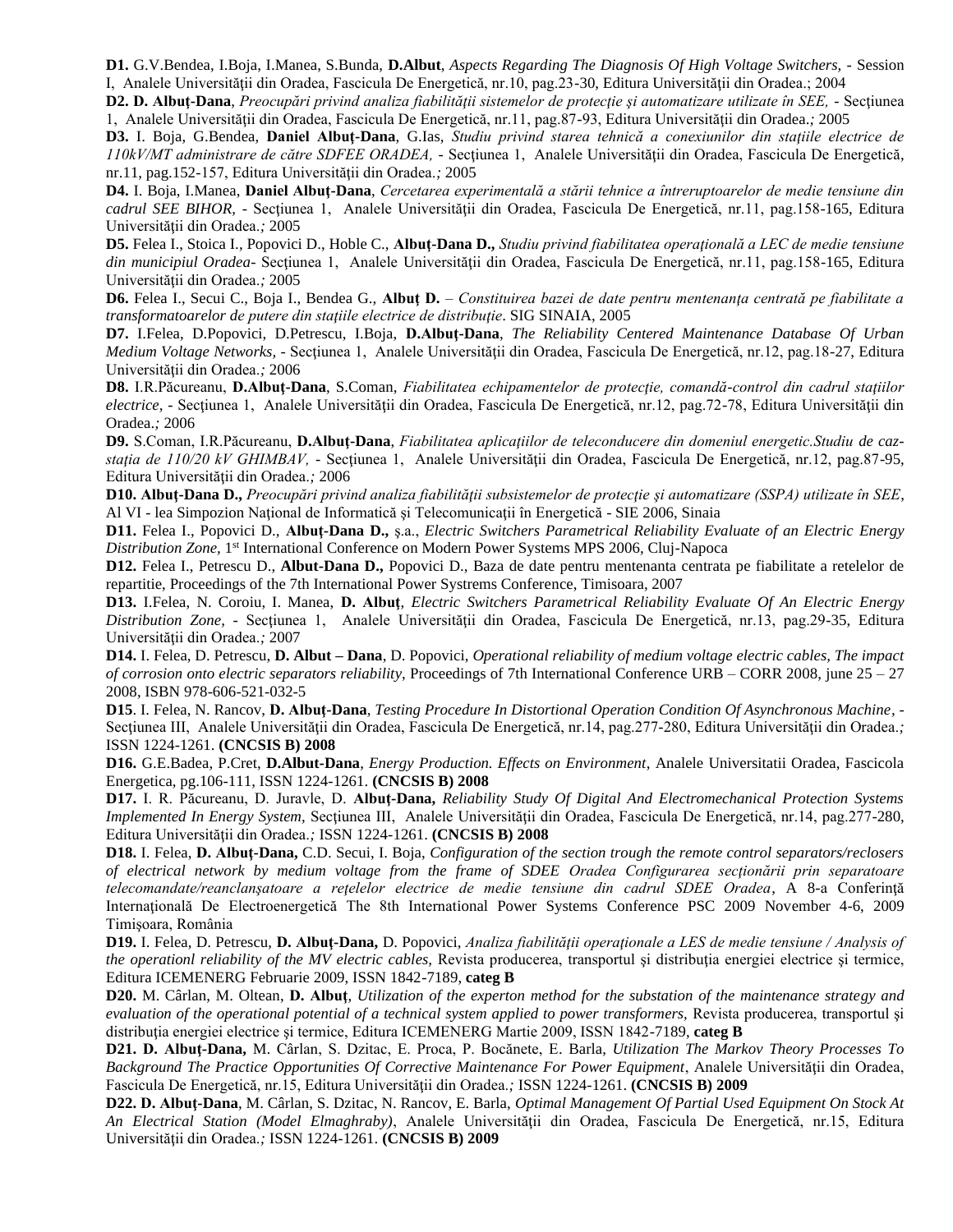**D1.** G.V.Bendea, I.Boja, I.Manea, S.Bunda, **D.Albut**, *Aspects Regarding The Diagnosis Of High Voltage Switchers,* - Session I, Analele Universităţii din Oradea, Fascicula De Energetică, nr.10, pag.23-30, Editura Universităţii din Oradea.; 2004

**D2. D. Albuţ-Dana**, *Preocupări privind analiza fiabilităţii sistemelor de protecţie şi automatizare utilizate în SEE,* - Secţiunea 1, Analele Universităţii din Oradea, Fascicula De Energetică, nr.11, pag.87-93, Editura Universităţii din Oradea.*;* 2005

**D3.** I. Boja, G.Bendea, **Daniel Albuţ-Dana**, G.Ias, *Studiu privind starea tehnică a conexiunilor din staţiile electrice de 110kV/MT administrare de către SDFEE ORADEA,* - Secţiunea 1, Analele Universităţii din Oradea, Fascicula De Energetică, nr.11, pag.152-157, Editura Universităţii din Oradea.*;* 2005

**D4.** I. Boja, I.Manea, **Daniel Albuţ-Dana**, *Cercetarea experimentală a stării tehnice a întreruptoarelor de medie tensiune din cadrul SEE BIHOR,* - Secţiunea 1, Analele Universităţii din Oradea, Fascicula De Energetică, nr.11, pag.158-165, Editura Universităţii din Oradea.*;* 2005

**D5.** Felea I., Stoica I., Popovici D., Hoble C., **Albuţ-Dana D.,** *Studiu privind fiabilitatea operaţională a LEC de medie tensiune din municipiul Oradea-* Secţiunea 1, Analele Universităţii din Oradea, Fascicula De Energetică, nr.11, pag.158-165, Editura Universităţii din Oradea.*;* 2005

**D6.** Felea I., Secui C., Boja I., Bendea G., **Albuţ D.** – *Constituirea bazei de date pentru mentenanţa centrată pe fiabilitate a transformatoarelor de putere din staţiile electrice de distribuţie*. SIG SINAIA, 2005

**D7.** I.Felea, D.Popovici, D.Petrescu, I.Boja, **D.Albuţ-Dana**, *The Reliability Centered Maintenance Database Of Urban Medium Voltage Networks,* - Secţiunea 1, Analele Universităţii din Oradea, Fascicula De Energetică, nr.12, pag.18-27, Editura Universităţii din Oradea.*;* 2006

**D8.** I.R.Păcureanu, **D.Albuţ-Dana**, S.Coman, *Fiabilitatea echipamentelor de protecţie, comandă-control din cadrul staţiilor electrice*, - Secţiunea 1, Analele Universităţii din Oradea, Fascicula De Energetică, nr.12, pag.72-78, Editura Universităţii din Oradea.*;* 2006

**D9.** S.Coman, I.R.Păcureanu, **D.Albuţ-Dana**, *Fiabilitatea aplicaţiilor de teleconducere din domeniul energetic.Studiu de caz-staţia de 110/20 kV GHIMBAV,* - Secţiunea 1, Analele Universităţii din Oradea, Fascicula De Energetică, nr.12, pag.87-95, Editura Universităţii din Oradea.*;* 2006

**D10. Albuţ-Dana D.,** *Preocupări privind analiza fiabilităţii subsistemelor de protecţie şi automatizare (SSPA) utilizate în SEE*, Al VI - lea Simpozion Naţional de Informatică şi Telecomunicaţii în Energetică - SIE 2006, Sinaia

**D11.** Felea I., Popovici D., **Albuţ-Dana D.,** ş.a., *Electric Switchers Parametrical Reliability Evaluate of an Electric Energy Distribution Zone,* 1st International Conference on Modern Power Systems MPS 2006, Cluj-Napoca

**D12.** Felea I., Petrescu D., **Albut-Dana D.,** Popovici D., Baza de date pentru mentenanta centrata pe fiabilitate a retelelor de repartitie, Proceedings of the 7th International Power Systrems Conference, Timisoara, 2007

**D13.** I.Felea, N. Coroiu, I. Manea, **D. Albuţ**, *Electric Switchers Parametrical Reliability Evaluate Of An Electric Energy Distribution Zone,* - Secţiunea 1, Analele Universităţii din Oradea, Fascicula De Energetică, nr.13, pag.29-35, Editura Universităţii din Oradea.*;* 2007

**D14.** I. Felea, D. Petrescu, **D. Albut – Dana**, D. Popovici, *Operational reliability of medium voltage electric cables, The impact of corrosion onto electric separators reliability,* Proceedings of 7th International Conference URB – CORR 2008, june 25 – 27 2008, ISBN 978-606-521-032-5

**D15**. I. Felea, N. Rancov, **D. Albuţ-Dana**, *Testing Procedure In Distortional Operation Condition Of Asynchronous Machine,* - Secţiunea III, Analele Universităţii din Oradea, Fascicula De Energetică, nr.14, pag.277-280, Editura Universităţii din Oradea.*;* ISSN 1224-1261. **(CNCSIS B) 2008**

**D16.** G.E.Badea, P.Cret, **D.Albut-Dana**, *Energy Production. Effects on Environment*, Analele Universitatii Oradea, Fascicola Energetica, pg.106-111, ISSN 1224-1261. **(CNCSIS B) 2008**

**D17.** I. R. Păcureanu, D. Juravle, D. **Albuţ-Dana,** *Reliability Study Of Digital And Electromechanical Protection Systems Implemented In Energy System,* Secţiunea III, Analele Universităţii din Oradea, Fascicula De Energetică, nr.14, pag.277-280, Editura Universităţii din Oradea.*;* ISSN 1224-1261. **(CNCSIS B) 2008**

**D18.** I. Felea, **D. Albuţ-Dana,** C.D. Secui, I. Boja, *Configuration of the section trough the remote control separators/reclosers of electrical network by medium voltage from the frame of SDEE Oradea Configurarea secţionării prin separatoare telecomandate/reanclanşatoare a reţelelor electrice de medie tensiune din cadrul SDEE Oradea*, A 8-a Conferinţă Internaţională De Electroenergetică The 8th International Power Systems Conference PSC 2009 November 4-6, 2009 Timişoara, România

**D19.** I. Felea, D. Petrescu, **D. Albuţ-Dana,** D. Popovici, *Analiza fiabilităţii operaţionale a LES de medie tensiune / Analysis of the operationl reliability of the MV electric cables,* Revista producerea, transportul şi distribuţia energiei electrice şi termice, Editura ICEMENERG Februarie 2009, ISSN 1842-7189, **categ B**

**D20.** M. Cârlan, M. Oltean, **D. Albuţ**, *Utilization of the experton method for the substation of the maintenance strategy and evaluation of the operational potential of a technical system applied to power transformers,* Revista producerea, transportul şi distribuţia energiei electrice şi termice, Editura ICEMENERG Martie 2009, ISSN 1842-7189, **categ B**

**D21. D. Albuţ-Dana,** M. Cârlan, S. Dzitac, E. Proca, P. Bocănete, E. Barla, *Utilization The Markov Theory Processes To Background The Practice Opportunities Of Corrective Maintenance For Power Equipment*, Analele Universităţii din Oradea, Fascicula De Energetică, nr.15, Editura Universităţii din Oradea.*;* ISSN 1224-1261. **(CNCSIS B) 2009**

**D22. D. Albuţ-Dana**, M. Cârlan, S. Dzitac, N. Rancov, E. Barla, *Optimal Management Of Partial Used Equipment On Stock At An Electrical Station (Model Elmaghraby)*, Analele Universităţii din Oradea, Fascicula De Energetică, nr.15, Editura Universităţii din Oradea.*;* ISSN 1224-1261. **(CNCSIS B) 2009**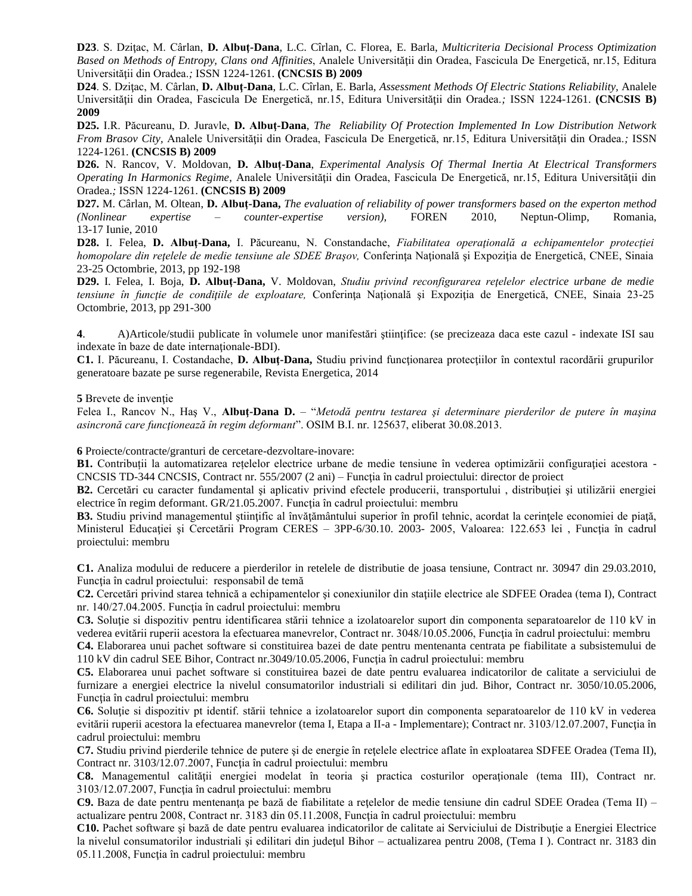**D23**. S. Dziţac, M. Cârlan, **D. Albuţ-Dana**, L.C. Cîrlan, C. Florea, E. Barla, *Multicriteria Decisional Process Optimization Based on Methods of Entropy, Clans ond Affinities*, Analele Universităţii din Oradea, Fascicula De Energetică, nr.15, Editura Universităţii din Oradea.*;* ISSN 1224-1261. **(CNCSIS B) 2009**

**D24**. S. Dziţac, M. Cârlan, **D. Albuţ-Dana**, L.C. Cîrlan, E. Barla, *Assessment Methods Of Electric Stations Reliability*, Analele Universităţii din Oradea, Fascicula De Energetică, nr.15, Editura Universităţii din Oradea.*;* ISSN 1224-1261. **(CNCSIS B) 2009**

**D25.** I.R. Păcureanu, D. Juravle, **D. Albuţ-Dana**, *The Reliability Of Protection Implemented In Low Distribution Network From Brasov City*, Analele Universităţii din Oradea, Fascicula De Energetică, nr.15, Editura Universităţii din Oradea.*;* ISSN 1224-1261. **(CNCSIS B) 2009**

**D26.** N. Rancov, V. Moldovan, **D. Albuţ-Dana**, *Experimental Analysis Of Thermal Inertia At Electrical Transformers Operating In Harmonics Regime*, Analele Universităţii din Oradea, Fascicula De Energetică, nr.15, Editura Universităţii din Oradea.*;* ISSN 1224-1261. **(CNCSIS B) 2009**

**D27.** M. Cârlan, M. Oltean, **D. Albuţ-Dana,** *The evaluation of reliability of power transformers based on the experton method (Nonlinear expertise – counter-expertise version),* FOREN 2010, Neptun-Olimp, Romania, 13-17 Iunie, 2010

**D28.** I. Felea, **D. Albuţ-Dana,** I. Păcureanu, N. Constandache, *Fiabilitatea operaţională a echipamentelor protecţiei homopolare din reţelele de medie tensiune ale SDEE Braşov,* Conferinţa Naţională şi Expoziţia de Energetică, CNEE, Sinaia 23-25 Octombrie, 2013, pp 192-198

**D29.** I. Felea, I. Boja, **D. Albuţ-Dana,** V. Moldovan, *Studiu privind reconfigurarea reţelelor electrice urbane de medie tensiune în funcţie de condiţiile de exploatare,* Conferinţa Naţională şi Expoziţia de Energetică, CNEE, Sinaia 23-25 Octombrie, 2013, pp 291-300

**4**. A)Articole/studii publicate în volumele unor manifestări ştiinţifice: (se precizeaza daca este cazul - indexate ISI sau indexate în baze de date internaţionale-BDI).

**C1.** I. Păcureanu, I. Costandache, **D. Albuţ-Dana,** Studiu privind funcţionarea protecţiilor în contextul racordării grupurilor generatoare bazate pe surse regenerabile, Revista Energetica, 2014

**5** Brevete de invenţie

Felea I., Rancov N., Haş V., **Albuţ-Dana D.** – "*Metodă pentru testarea şi determinare pierderilor de putere în maşina asincronă care funcţionează în regim deformant*". OSIM B.I. nr. 125637, eliberat 30.08.2013.

**6** Proiecte/contracte/granturi de cercetare-dezvoltare-inovare:

**B1.** Contribuţii la automatizarea reţelelor electrice urbane de medie tensiune în vederea optimizării configuraţiei acestora - CNCSIS TD-344 CNCSIS, Contract nr. 555/2007 (2 ani) – Funcţia în cadrul proiectului: director de proiect

**B2.** Cercetări cu caracter fundamental şi aplicativ privind efectele producerii, transportului , distribuţiei şi utilizării energiei electrice în regim deformant. GR/21.05.2007. Funcţia în cadrul proiectului: membru

**B3.** Studiu privind managementul ştiinţific al învăţământului superior în profil tehnic, acordat la cerinţele economiei de piaţă, Ministerul Educaţiei şi Cercetării Program CERES – 3PP-6/30.10. 2003- 2005, Valoarea: 122.653 lei , Funcţia în cadrul proiectului: membru

**C1.** Analiza modului de reducere a pierderilor in retelele de distributie de joasa tensiune, Contract nr. 30947 din 29.03.2010, Funcţia în cadrul proiectului: responsabil de temă

**C2.** Cercetări privind starea tehnică a echipamentelor şi conexiunilor din staţiile electrice ale SDFEE Oradea (tema I), Contract nr. 140/27.04.2005. Funcţia în cadrul proiectului: membru

**C3.** Soluţie si dispozitiv pentru identificarea stării tehnice a izolatoarelor suport din componenta separatoarelor de 110 kV in vederea evitării ruperii acestora la efectuarea manevrelor, Contract nr. 3048/10.05.2006, Funcţia în cadrul proiectului: membru

**C4.** Elaborarea unui pachet software si constituirea bazei de date pentru mentenanta centrata pe fiabilitate a subsistemului de 110 kV din cadrul SEE Bihor, Contract nr.3049/10.05.2006, Funcţia în cadrul proiectului: membru

**C5.** Elaborarea unui pachet software si constituirea bazei de date pentru evaluarea indicatorilor de calitate a serviciului de furnizare a energiei electrice la nivelul consumatorilor industriali si edilitari din jud. Bihor, Contract nr. 3050/10.05.2006, Funcţia în cadrul proiectului: membru

**C6.** Soluţie si dispozitiv pt identif. stării tehnice a izolatoarelor suport din componenta separatoarelor de 110 kV in vederea evitării ruperii acestora la efectuarea manevrelor (tema I, Etapa a II-a - Implementare); Contract nr. 3103/12.07.2007, Funcţia în cadrul proiectului: membru

**C7.** Studiu privind pierderile tehnice de putere şi de energie în reţelele electrice aflate în exploatarea SDFEE Oradea (Tema II), Contract nr. 3103/12.07.2007, Funcţia în cadrul proiectului: membru

**C8.** Managementul calităţii energiei modelat în teoria şi practica costurilor operaţionale (tema III), Contract nr. 3103/12.07.2007, Funcţia în cadrul proiectului: membru

**C9.** Baza de date pentru mentenanţa pe bază de fiabilitate a reţelelor de medie tensiune din cadrul SDEE Oradea (Tema II) – actualizare pentru 2008, Contract nr. 3183 din 05.11.2008, Funcţia în cadrul proiectului: membru

**C10.** Pachet software şi bază de date pentru evaluarea indicatorilor de calitate ai Serviciului de Distribuţie a Energiei Electrice la nivelul consumatorilor industriali şi edilitari din judeţul Bihor – actualizarea pentru 2008, (Tema I ). Contract nr. 3183 din 05.11.2008, Funcţia în cadrul proiectului: membru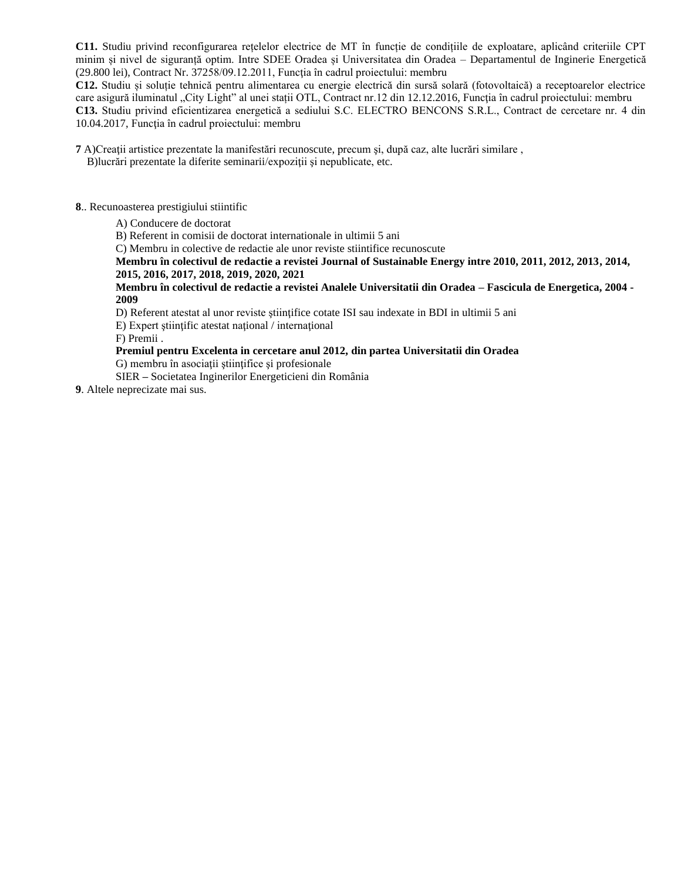**C11.** Studiu privind reconfigurarea rețelelor electrice de MT în funcție de condițiile de exploatare, aplicând criteriile CPT minim și nivel de siguranță optim. Intre SDEE Oradea și Universitatea din Oradea – Departamentul de Inginerie Energetică (29.800 lei), Contract Nr. 37258/09.12.2011, Funcţia în cadrul proiectului: membru

**C12.** Studiu și soluție tehnică pentru alimentarea cu energie electrică din sursă solară (fotovoltaică) a receptoarelor electrice care asigură iluminatul „City Light" al unei stații OTL, Contract nr.12 din 12.12.2016, Funcţia în cadrul proiectului: membru

**C13.** Studiu privind eficientizarea energetică a sediului S.C. ELECTRO BENCONS S.R.L., Contract de cercetare nr. 4 din 10.04.2017, Funcţia în cadrul proiectului: membru

**7** A)Creaţii artistice prezentate la manifestări recunoscute, precum şi, după caz, alte lucrări similare ,
B)lucrări prezentate la diferite seminarii/expoziţii şi nepublicate, etc.

**8**.. Recunoasterea prestigiului stiintific

A) Conducere de doctorat
B) Referent in comisii de doctorat internationale in ultimii 5 ani
C) Membru in colective de redactie ale unor reviste stiintifice recunoscute
**Membru în colectivul de redactie a revistei Journal of Sustainable Energy intre 2010, 2011, 2012, 2013, 2014, 2015, 2016, 2017, 2018, 2019, 2020, 2021**
**Membru în colectivul de redactie a revistei Analele Universitatii din Oradea – Fascicula de Energetica, 2004 - 2009**
D) Referent atestat al unor reviste ştiinţifice cotate ISI sau indexate in BDI in ultimii 5 ani
E) Expert ştiinţific atestat naţional / internaţional
F) Premii .
**Premiul pentru Excelenta in cercetare anul 2012, din partea Universitatii din Oradea**
G) membru în asociaţii ştiinţifice şi profesionale
SIER – Societatea Inginerilor Energeticieni din România

**9**. Altele neprecizate mai sus.